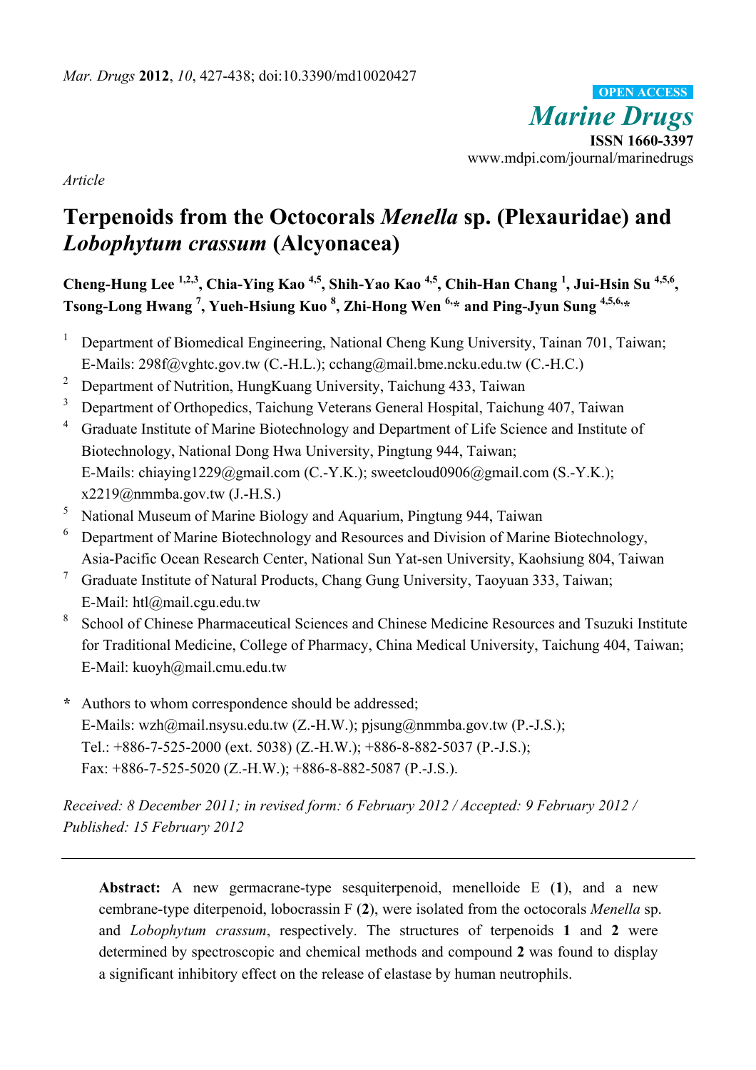*Mar. Drugs* **2012**, *10*, 427-438; doi:10.3390/md10020427

OPEN ACCESS

*Marine Drugs*

**ISSN 1660-3397**

www.mdpi.com/journal/marinedrugs

*Article*

# Terpenoids from the Octocorals *Menella* sp. (Plexauridae) and *Lobophytum crassum* (Alcyonacea)

**Cheng-Hung Lee [1,2,3], Chia-Ying Kao [4,5], Shih-Yao Kao [4,5], Chih-Han Chang [1], Jui-Hsin Su [4,5,6], Tsong-Long Hwang [7], Yueh-Hsiung Kuo [8], Zhi-Hong Wen [6,*] and Ping-Jyun Sung [4,5,6,*]**

1. Department of Biomedical Engineering, National Cheng Kung University, Tainan 701, Taiwan; E-Mails: 298f@vghtc.gov.tw (C.-H.L.); cchang@mail.bme.ncku.edu.tw (C.-H.C.)
2. Department of Nutrition, HungKuang University, Taichung 433, Taiwan
3. Department of Orthopedics, Taichung Veterans General Hospital, Taichung 407, Taiwan
4. Graduate Institute of Marine Biotechnology and Department of Life Science and Institute of Biotechnology, National Dong Hwa University, Pingtung 944, Taiwan; E-Mails: chiaying1229@gmail.com (C.-Y.K.); sweetcloud0906@gmail.com (S.-Y.K.); x2219@nmmba.gov.tw (J.-H.S.)
5. National Museum of Marine Biology and Aquarium, Pingtung 944, Taiwan
6. Department of Marine Biotechnology and Resources and Division of Marine Biotechnology, Asia-Pacific Ocean Research Center, National Sun Yat-sen University, Kaohsiung 804, Taiwan
7. Graduate Institute of Natural Products, Chang Gung University, Taoyuan 333, Taiwan; E-Mail: htl@mail.cgu.edu.tw
8. School of Chinese Pharmaceutical Sciences and Chinese Medicine Resources and Tsuzuki Institute for Traditional Medicine, College of Pharmacy, China Medical University, Taichung 404, Taiwan; E-Mail: kuoyh@mail.cmu.edu.tw

**\*** Authors to whom correspondence should be addressed;
E-Mails: wzh@mail.nsysu.edu.tw (Z.-H.W.); pjsung@nmmba.gov.tw (P.-J.S.);
Tel.: +886-7-525-2000 (ext. 5038) (Z.-H.W.); +886-8-882-5037 (P.-J.S.);
Fax: +886-7-525-5020 (Z.-H.W.); +886-8-882-5087 (P.-J.S.).

*Received: 8 December 2011; in revised form: 6 February 2012 / Accepted: 9 February 2012 / Published: 15 February 2012*

---

**Abstract:** A new germacrane-type sesquiterpenoid, menelloide E (**1**), and a new cembrane-type diterpenoid, lobocrassin F (**2**), were isolated from the octocorals *Menella* sp. and *Lobophytum crassum*, respectively. The structures of terpenoids **1** and **2** were determined by spectroscopic and chemical methods and compound **2** was found to display a significant inhibitory effect on the release of elastase by human neutrophils.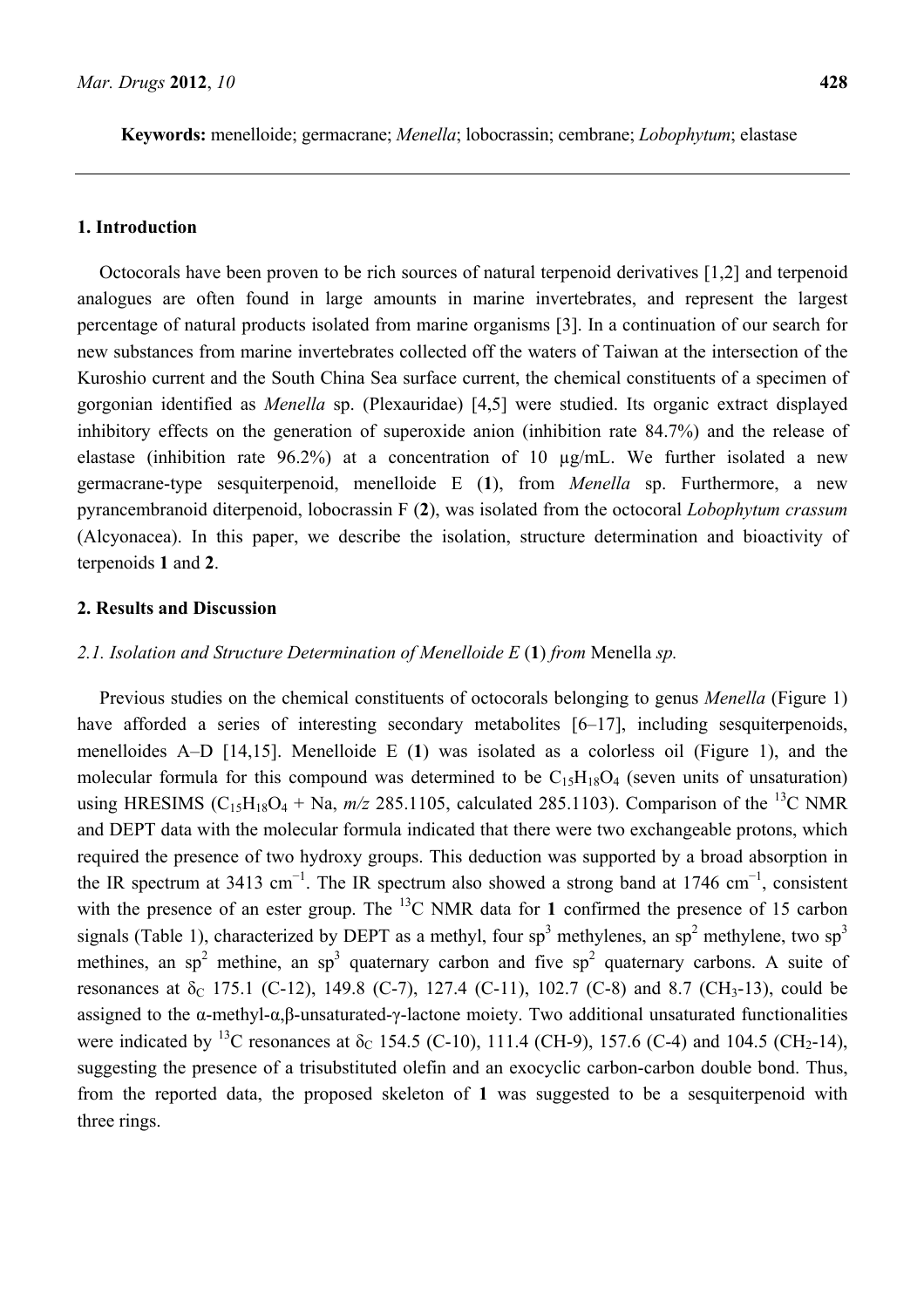**Keywords:** menelloide; germacrane; *Menella*; lobocrassin; cembrane; *Lobophytum*; elastase

## 1. Introduction

Octocorals have been proven to be rich sources of natural terpenoid derivatives [1,2] and terpenoid analogues are often found in large amounts in marine invertebrates, and represent the largest percentage of natural products isolated from marine organisms [3]. In a continuation of our search for new substances from marine invertebrates collected off the waters of Taiwan at the intersection of the Kuroshio current and the South China Sea surface current, the chemical constituents of a specimen of gorgonian identified as *Menella* sp. (Plexauridae) [4,5] were studied. Its organic extract displayed inhibitory effects on the generation of superoxide anion (inhibition rate 84.7%) and the release of elastase (inhibition rate 96.2%) at a concentration of 10 μg/mL. We further isolated a new germacrane-type sesquiterpenoid, menelloide E (**1**), from *Menella* sp. Furthermore, a new pyrancembranoid diterpenoid, lobocrassin F (**2**), was isolated from the octocoral *Lobophytum crassum* (Alcyonacea). In this paper, we describe the isolation, structure determination and bioactivity of terpenoids **1** and **2**.

## 2. Results and Discussion

### 2.1. Isolation and Structure Determination of Menelloide E (1) from *Menella sp.*

Previous studies on the chemical constituents of octocorals belonging to genus *Menella* (Figure 1) have afforded a series of interesting secondary metabolites [6–17], including sesquiterpenoids, menelloides A–D [14,15]. Menelloide E (**1**) was isolated as a colorless oil (Figure 1), and the molecular formula for this compound was determined to be $C_{15}H_{18}O_4$ (seven units of unsaturation) using HRESIMS ($C_{15}H_{18}O_4$ + Na, *m/z* 285.1105, calculated 285.1103). Comparison of the $^{13}C$ NMR and DEPT data with the molecular formula indicated that there were two exchangeable protons, which required the presence of two hydroxy groups. This deduction was supported by a broad absorption in the IR spectrum at 3413 cm$^{-1}$. The IR spectrum also showed a strong band at 1746 cm$^{-1}$, consistent with the presence of an ester group. The $^{13}C$ NMR data for **1** confirmed the presence of 15 carbon signals (Table 1), characterized by DEPT as a methyl, four sp$^3$ methylenes, an sp$^2$ methylene, two sp$^3$ methines, an sp$^2$ methine, an sp$^3$ quaternary carbon and five sp$^2$ quaternary carbons. A suite of resonances at $\delta_C$ 175.1 (C-12), 149.8 (C-7), 127.4 (C-11), 102.7 (C-8) and 8.7 (CH$_3$-13), could be assigned to the α-methyl-α,β-unsaturated-γ-lactone moiety. Two additional unsaturated functionalities were indicated by $^{13}C$ resonances at $\delta_C$ 154.5 (C-10), 111.4 (CH-9), 157.6 (C-4) and 104.5 (CH$_2$-14), suggesting the presence of a trisubstituted olefin and an exocyclic carbon-carbon double bond. Thus, from the reported data, the proposed skeleton of **1** was suggested to be a sesquiterpenoid with three rings.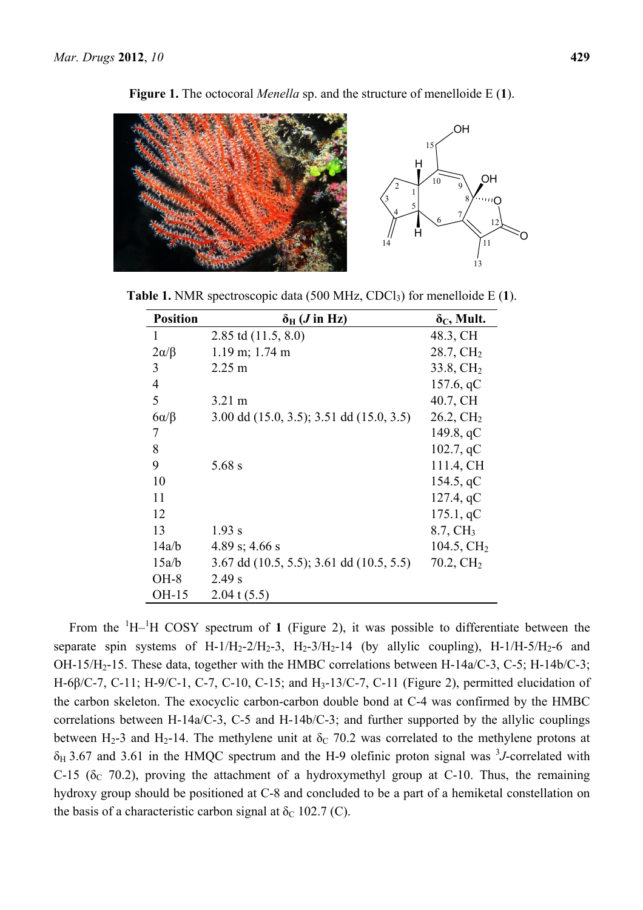**Figure 1.** The octocoral *Menella* sp. and the structure of menelloide E (**1**).

**Table 1.** NMR spectroscopic data (500 MHz, $CDCl_3$) for menelloide E (**1**).

| Position | $\delta_H$ ($J$ in Hz) | $\delta_C$, Mult. |
|---|---|---|
| 1 | 2.85 td (11.5, 8.0) | 48.3, CH |
| 2α/β | 1.19 m; 1.74 m | 28.7, $CH_2$ |
| 3 | 2.25 m | 33.8, $CH_2$ |
| 4 | | 157.6, qC |
| 5 | 3.21 m | 40.7, CH |
| 6α/β | 3.00 dd (15.0, 3.5); 3.51 dd (15.0, 3.5) | 26.2, $CH_2$ |
| 7 | | 149.8, qC |
| 8 | | 102.7, qC |
| 9 | 5.68 s | 111.4, CH |
| 10 | | 154.5, qC |
| 11 | | 127.4, qC |
| 12 | | 175.1, qC |
| 13 | 1.93 s | 8.7, $CH_3$ |
| 14a/b | 4.89 s; 4.66 s | 104.5, $CH_2$ |
| 15a/b | 3.67 dd (10.5, 5.5); 3.61 dd (10.5, 5.5) | 70.2, $CH_2$ |
| OH-8 | 2.49 s | |
| OH-15 | 2.04 t (5.5) | |

From the $^1H$–$^1H$ COSY spectrum of **1** (Figure 2), it was possible to differentiate between the separate spin systems of H-1/$H_2$-2/$H_2$-3, $H_2$-3/$H_2$-14 (by allylic coupling), H-1/H-5/$H_2$-6 and OH-15/$H_2$-15. These data, together with the HMBC correlations between H-14a/C-3, C-5; H-14b/C-3; H-6β/C-7, C-11; H-9/C-1, C-7, C-10, C-15; and $H_3$-13/C-7, C-11 (Figure 2), permitted elucidation of the carbon skeleton. The exocyclic carbon-carbon double bond at C-4 was confirmed by the HMBC correlations between H-14a/C-3, C-5 and H-14b/C-3; and further supported by the allylic couplings between $H_2$-3 and $H_2$-14. The methylene unit at $\delta_C$ 70.2 was correlated to the methylene protons at $\delta_H$ 3.67 and 3.61 in the HMQC spectrum and the H-9 olefinic proton signal was $^3J$-correlated with C-15 ($\delta_C$ 70.2), proving the attachment of a hydroxymethyl group at C-10. Thus, the remaining hydroxy group should be positioned at C-8 and concluded to be a part of a hemiketal constellation on the basis of a characteristic carbon signal at $\delta_C$ 102.7 (C).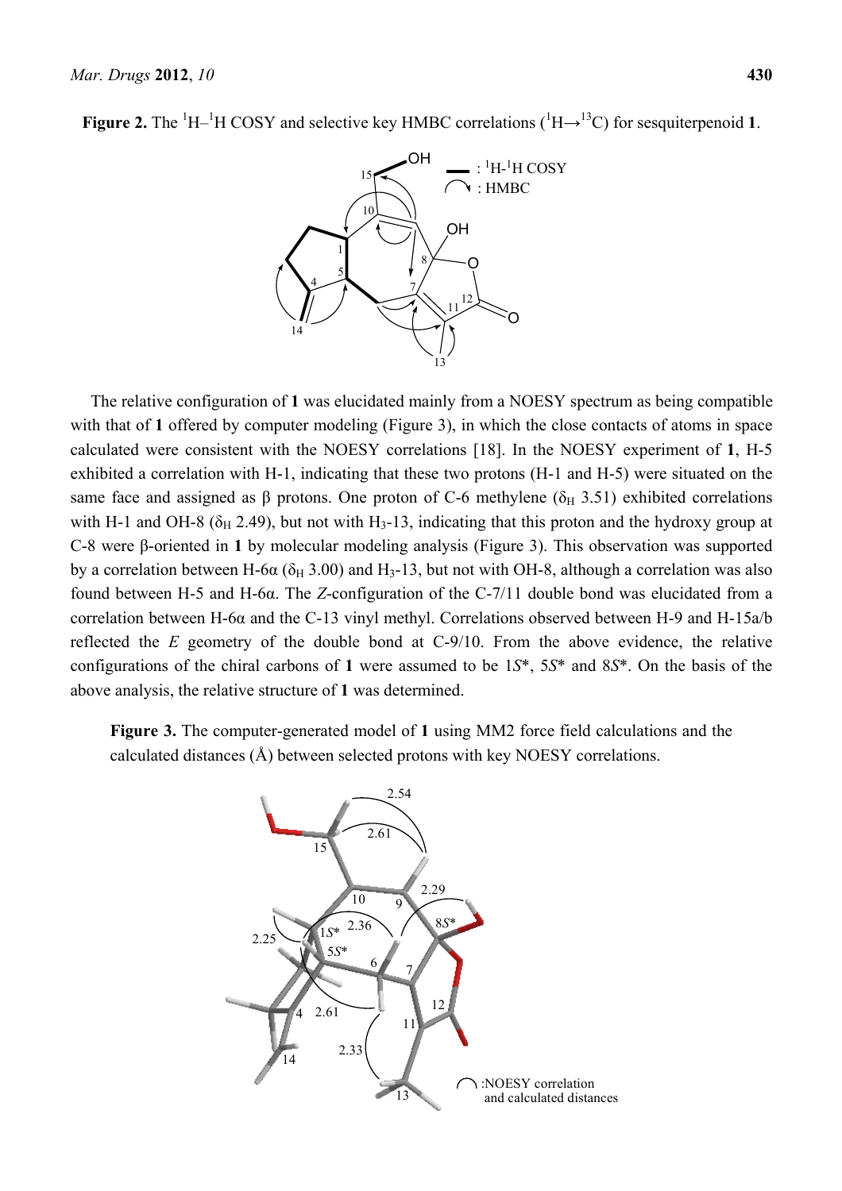**Figure 2.** The $^1$H–$^1$H COSY and selective key HMBC correlations ($^1$H→$^{13}$C) for sesquiterpenoid **1**.

The relative configuration of **1** was elucidated mainly from a NOESY spectrum as being compatible with that of **1** offered by computer modeling (Figure 3), in which the close contacts of atoms in space calculated were consistent with the NOESY correlations [18]. In the NOESY experiment of **1**, H-5 exhibited a correlation with H-1, indicating that these two protons (H-1 and H-5) were situated on the same face and assigned as β protons. One proton of C-6 methylene ($\delta_H$ 3.51) exhibited correlations with H-1 and OH-8 ($\delta_H$ 2.49), but not with $H_3$-13, indicating that this proton and the hydroxy group at C-8 were β-oriented in **1** by molecular modeling analysis (Figure 3). This observation was supported by a correlation between H-6α ($\delta_H$ 3.00) and $H_3$-13, but not with OH-8, although a correlation was also found between H-5 and H-6α. The *Z*-configuration of the C-7/11 double bond was elucidated from a correlation between H-6α and the C-13 vinyl methyl. Correlations observed between H-9 and H-15a/b reflected the *E* geometry of the double bond at C-9/10. From the above evidence, the relative configurations of the chiral carbons of **1** were assumed to be 1*S*\*, 5*S*\* and 8*S*\*. On the basis of the above analysis, the relative structure of **1** was determined.

**Figure 3.** The computer-generated model of **1** using MM2 force field calculations and the calculated distances (Å) between selected protons with key NOESY correlations.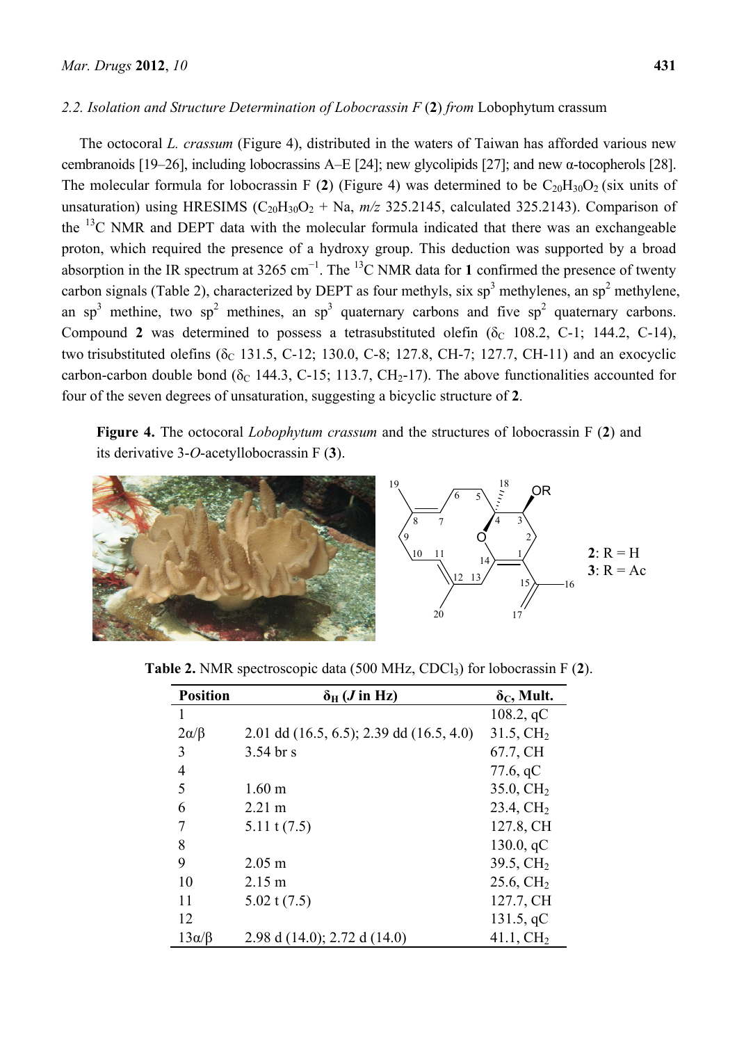### 2.2. Isolation and Structure Determination of *Lobocrassin F* (2) *from* Lobophytum crassum

The octocoral *L. crassum* (Figure 4), distributed in the waters of Taiwan has afforded various new cembranoids [19–26], including lobocrassins A–E [24]; new glycolipids [27]; and new α-tocopherols [28]. The molecular formula for lobocrassin F (**2**) (Figure 4) was determined to be $C_{20}H_{30}O_2$ (six units of unsaturation) using HRESIMS ($C_{20}H_{30}O_2$ + Na, *m/z* 325.2145, calculated 325.2143). Comparison of the $^{13}$C NMR and DEPT data with the molecular formula indicated that there was an exchangeable proton, which required the presence of a hydroxy group. This deduction was supported by a broad absorption in the IR spectrum at 3265 cm$^{-1}$. The $^{13}$C NMR data for **1** confirmed the presence of twenty carbon signals (Table 2), characterized by DEPT as four methyls, six sp$^3$ methylenes, an sp$^2$ methylene, an sp$^3$ methine, two sp$^2$ methines, an sp$^3$ quaternary carbons and five sp$^2$ quaternary carbons. Compound **2** was determined to possess a tetrasubstituted olefin ($\delta_C$ 108.2, C-1; 144.2, C-14), two trisubstituted olefins ($\delta_C$ 131.5, C-12; 130.0, C-8; 127.8, CH-7; 127.7, CH-11) and an exocyclic carbon-carbon double bond ($\delta_C$ 144.3, C-15; 113.7, $CH_2$-17). The above functionalities accounted for four of the seven degrees of unsaturation, suggesting a bicyclic structure of **2**.

**Figure 4.** The octocoral *Lobophytum crassum* and the structures of lobocrassin F (**2**) and its derivative 3-*O*-acetyllobocrassin F (**3**).

**2**: R = H
**3**: R = Ac

**Table 2.** NMR spectroscopic data (500 MHz, $CDCl_3$) for lobocrassin F (**2**).

| Position | $\delta_H$ (*J* in Hz) | $\delta_C$, Mult. |
|---|---|---|
| 1 | | 108.2, qC |
| 2α/β | 2.01 dd (16.5, 6.5); 2.39 dd (16.5, 4.0) | 31.5, $CH_2$ |
| 3 | 3.54 br s | 67.7, CH |
| 4 | | 77.6, qC |
| 5 | 1.60 m | 35.0, $CH_2$ |
| 6 | 2.21 m | 23.4, $CH_2$ |
| 7 | 5.11 t (7.5) | 127.8, CH |
| 8 | | 130.0, qC |
| 9 | 2.05 m | 39.5, $CH_2$ |
| 10 | 2.15 m | 25.6, $CH_2$ |
| 11 | 5.02 t (7.5) | 127.7, CH |
| 12 | | 131.5, qC |
| 13α/β | 2.98 d (14.0); 2.72 d (14.0) | 41.1, $CH_2$ |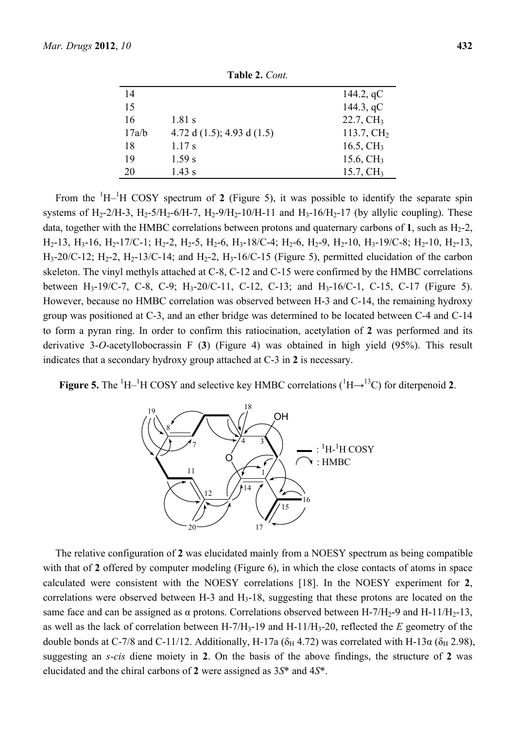**Table 2.** *Cont.*

| | | |
|---|---|---|
| 14 | | 144.2, qC |
| 15 | | 144.3, qC |
| 16 | 1.81 s | 22.7, $CH_3$ |
| 17a/b | 4.72 d (1.5); 4.93 d (1.5) | 113.7, $CH_2$ |
| 18 | 1.17 s | 16.5, $CH_3$ |
| 19 | 1.59 s | 15.6, $CH_3$ |
| 20 | 1.43 s | 15.7, $CH_3$ |

From the $^1H–^1H$ COSY spectrum of **2** (Figure 5), it was possible to identify the separate spin systems of $H_2$-2/H-3, $H_2$-5/$H_2$-6/H-7, $H_2$-9/$H_2$-10/H-11 and $H_3$-16/$H_2$-17 (by allylic coupling). These data, together with the HMBC correlations between protons and quaternary carbons of **1**, such as $H_2$-2, $H_2$-13, $H_3$-16, $H_2$-17/C-1; $H_2$-2, $H_2$-5, $H_2$-6, $H_3$-18/C-4; $H_2$-6, $H_2$-9, $H_2$-10, $H_3$-19/C-8; $H_2$-10, $H_2$-13, $H_3$-20/C-12; $H_2$-2, $H_2$-13/C-14; and $H_2$-2, $H_3$-16/C-15 (Figure 5), permitted elucidation of the carbon skeleton. The vinyl methyls attached at C-8, C-12 and C-15 were confirmed by the HMBC correlations between $H_3$-19/C-7, C-8, C-9; $H_3$-20/C-11, C-12, C-13; and $H_3$-16/C-1, C-15, C-17 (Figure 5). However, because no HMBC correlation was observed between H-3 and C-14, the remaining hydroxy group was positioned at C-3, and an ether bridge was determined to be located between C-4 and C-14 to form a pyran ring. In order to confirm this ratiocination, acetylation of **2** was performed and its derivative 3-*O*-acetyllobocrassin F (**3**) (Figure 4) was obtained in high yield (95%). This result indicates that a secondary hydroxy group attached at C-3 in **2** is necessary.

**Figure 5.** The $^1H–^1H$ COSY and selective key HMBC correlations ($^1H→^{13}C$) for diterpenoid **2**.

The relative configuration of **2** was elucidated mainly from a NOESY spectrum as being compatible with that of **2** offered by computer modeling (Figure 6), in which the close contacts of atoms in space calculated were consistent with the NOESY correlations [18]. In the NOESY experiment for **2**, correlations were observed between H-3 and $H_3$-18, suggesting that these protons are located on the same face and can be assigned as α protons. Correlations observed between H-7/$H_2$-9 and H-11/$H_2$-13, as well as the lack of correlation between H-7/$H_3$-19 and H-11/$H_3$-20, reflected the *E* geometry of the double bonds at C-7/8 and C-11/12. Additionally, H-17a ($\delta_H$ 4.72) was correlated with H-13α ($\delta_H$ 2.98), suggesting an *s-cis* diene moiety in **2**. On the basis of the above findings, the structure of **2** was elucidated and the chiral carbons of **2** were assigned as 3*S** and 4*S**.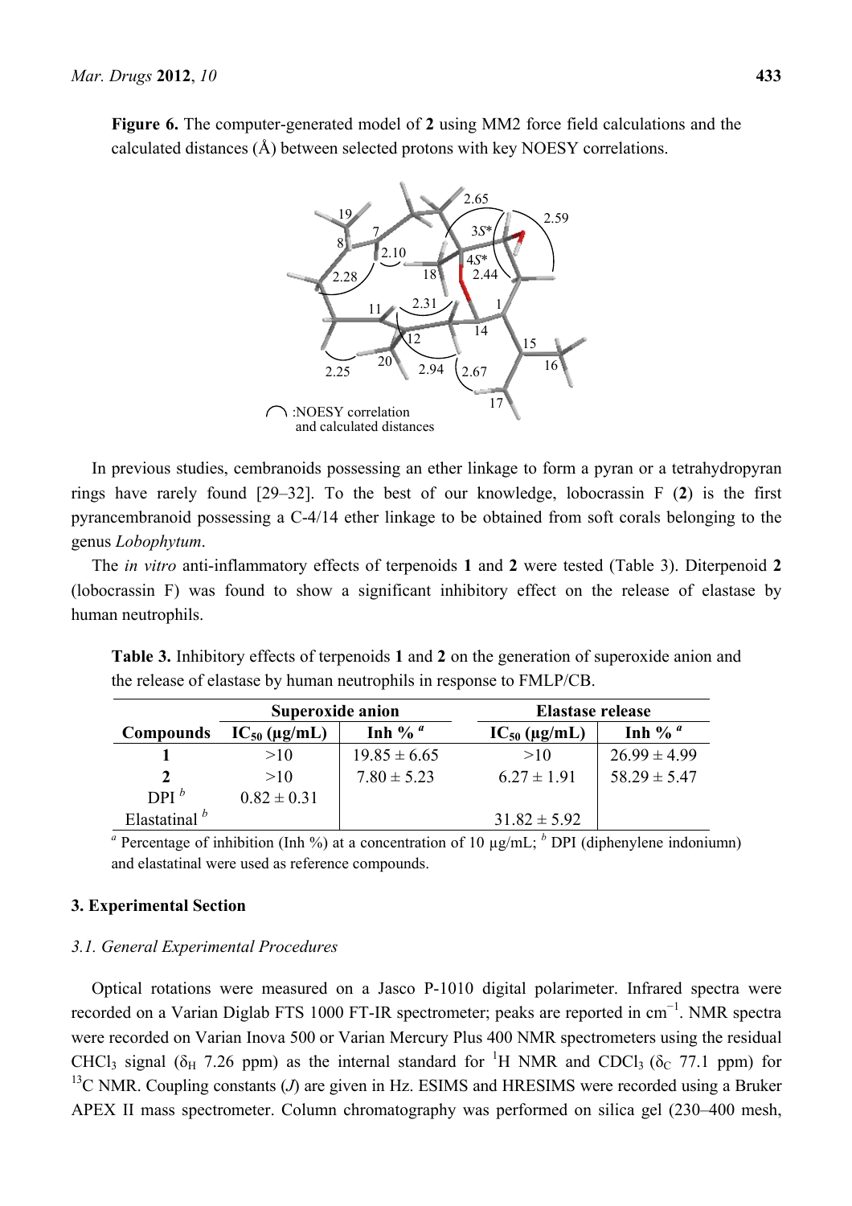**Figure 6.** The computer-generated model of **2** using MM2 force field calculations and the calculated distances (Å) between selected protons with key NOESY correlations.

In previous studies, cembranoids possessing an ether linkage to form a pyran or a tetrahydropyran rings have rarely found [29–32]. To the best of our knowledge, lobocrassin F (**2**) is the first pyrancembranoid possessing a C-4/14 ether linkage to be obtained from soft corals belonging to the genus *Lobophytum*.

The *in vitro* anti-inflammatory effects of terpenoids **1** and **2** were tested (Table 3). Diterpenoid **2** (lobocrassin F) was found to show a significant inhibitory effect on the release of elastase by human neutrophils.

**Table 3.** Inhibitory effects of terpenoids **1** and **2** on the generation of superoxide anion and the release of elastase by human neutrophils in response to FMLP/CB.

| Compounds | Superoxide anion | | Elastase release | |
|---|---|---|---|---|
| | $IC_{50}$ (μg/mL) | Inh % [a] | $IC_{50}$ (μg/mL) | Inh % [a] |
| **1** | >10 | 19.85 ± 6.65 | >10 | 26.99 ± 4.99 |
| **2** | >10 | 7.80 ± 5.23 | 6.27 ± 1.91 | 58.29 ± 5.47 |
| DPI [b] | 0.82 ± 0.31 | | | |
| Elastatinal [b] | | | 31.82 ± 5.92 | |

[a] Percentage of inhibition (Inh %) at a concentration of 10 μg/mL; [b] DPI (diphenylene indoniumn) and elastatinal were used as reference compounds.

## 3. Experimental Section

### *3.1. General Experimental Procedures*

Optical rotations were measured on a Jasco P-1010 digital polarimeter. Infrared spectra were recorded on a Varian Diglab FTS 1000 FT-IR spectrometer; peaks are reported in $cm^{-1}$. NMR spectra were recorded on Varian Inova 500 or Varian Mercury Plus 400 NMR spectrometers using the residual $CHCl_3$ signal ($\delta_H$ 7.26 ppm) as the internal standard for $^{1}H$ NMR and $CDCl_3$ ($\delta_C$ 77.1 ppm) for $^{13}C$ NMR. Coupling constants ($J$) are given in Hz. ESIMS and HRESIMS were recorded using a Bruker APEX II mass spectrometer. Column chromatography was performed on silica gel (230–400 mesh,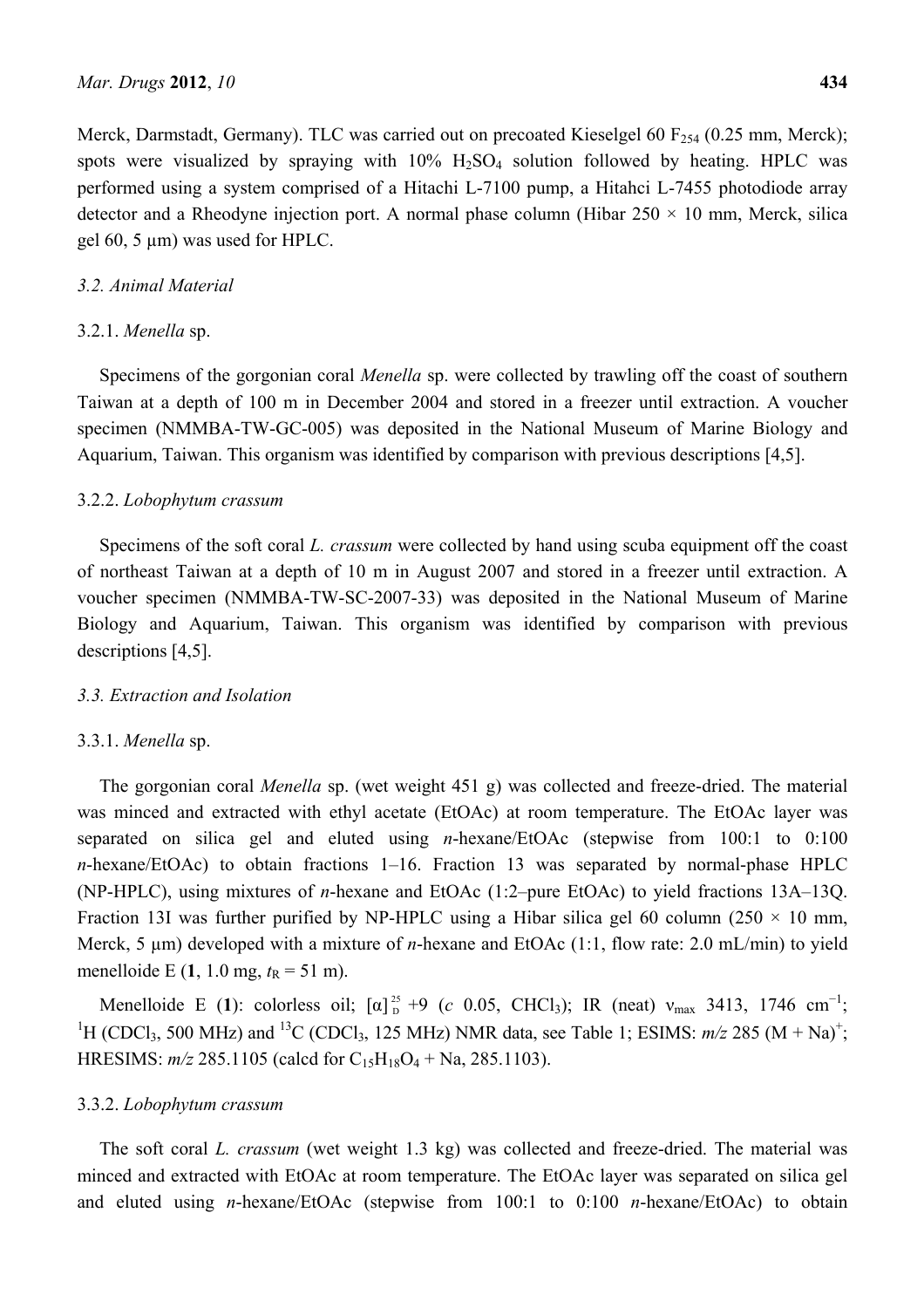Merck, Darmstadt, Germany). TLC was carried out on precoated Kieselgel 60 $F_{254}$ (0.25 mm, Merck); spots were visualized by spraying with 10% $H_2SO_4$ solution followed by heating. HPLC was performed using a system comprised of a Hitachi L-7100 pump, a Hitahci L-7455 photodiode array detector and a Rheodyne injection port. A normal phase column (Hibar 250 × 10 mm, Merck, silica gel 60, 5 μm) was used for HPLC.

### 3.2. Animal Material

#### 3.2.1. *Menella* sp.

Specimens of the gorgonian coral *Menella* sp. were collected by trawling off the coast of southern Taiwan at a depth of 100 m in December 2004 and stored in a freezer until extraction. A voucher specimen (NMMBA-TW-GC-005) was deposited in the National Museum of Marine Biology and Aquarium, Taiwan. This organism was identified by comparison with previous descriptions [4,5].

#### 3.2.2. *Lobophytum crassum*

Specimens of the soft coral *L. crassum* were collected by hand using scuba equipment off the coast of northeast Taiwan at a depth of 10 m in August 2007 and stored in a freezer until extraction. A voucher specimen (NMMBA-TW-SC-2007-33) was deposited in the National Museum of Marine Biology and Aquarium, Taiwan. This organism was identified by comparison with previous descriptions [4,5].

### 3.3. Extraction and Isolation

#### 3.3.1. *Menella* sp.

The gorgonian coral *Menella* sp. (wet weight 451 g) was collected and freeze-dried. The material was minced and extracted with ethyl acetate (EtOAc) at room temperature. The EtOAc layer was separated on silica gel and eluted using *n*-hexane/EtOAc (stepwise from 100:1 to 0:100 *n*-hexane/EtOAc) to obtain fractions 1–16. Fraction 13 was separated by normal-phase HPLC (NP-HPLC), using mixtures of *n*-hexane and EtOAc (1:2–pure EtOAc) to yield fractions 13A–13Q. Fraction 13I was further purified by NP-HPLC using a Hibar silica gel 60 column (250 × 10 mm, Merck, 5 μm) developed with a mixture of *n*-hexane and EtOAc (1:1, flow rate: 2.0 mL/min) to yield menelloide E (**1**, 1.0 mg, $t_R$ = 51 m).

Menelloide E (**1**): colorless oil; $[\alpha]^{25}_{D}$ +9 (*c* 0.05, $CHCl_3$); IR (neat) $\nu_{max}$ 3413, 1746 $cm^{-1}$; $^1H$ ($CDCl_3$, 500 MHz) and $^{13}C$ ($CDCl_3$, 125 MHz) NMR data, see Table 1; ESIMS: *m/z* 285 $(M + Na)^+$; HRESIMS: *m/z* 285.1105 (calcd for $C_{15}H_{18}O_4$ + Na, 285.1103).

#### 3.3.2. *Lobophytum crassum*

The soft coral *L. crassum* (wet weight 1.3 kg) was collected and freeze-dried. The material was minced and extracted with EtOAc at room temperature. The EtOAc layer was separated on silica gel and eluted using *n*-hexane/EtOAc (stepwise from 100:1 to 0:100 *n*-hexane/EtOAc) to obtain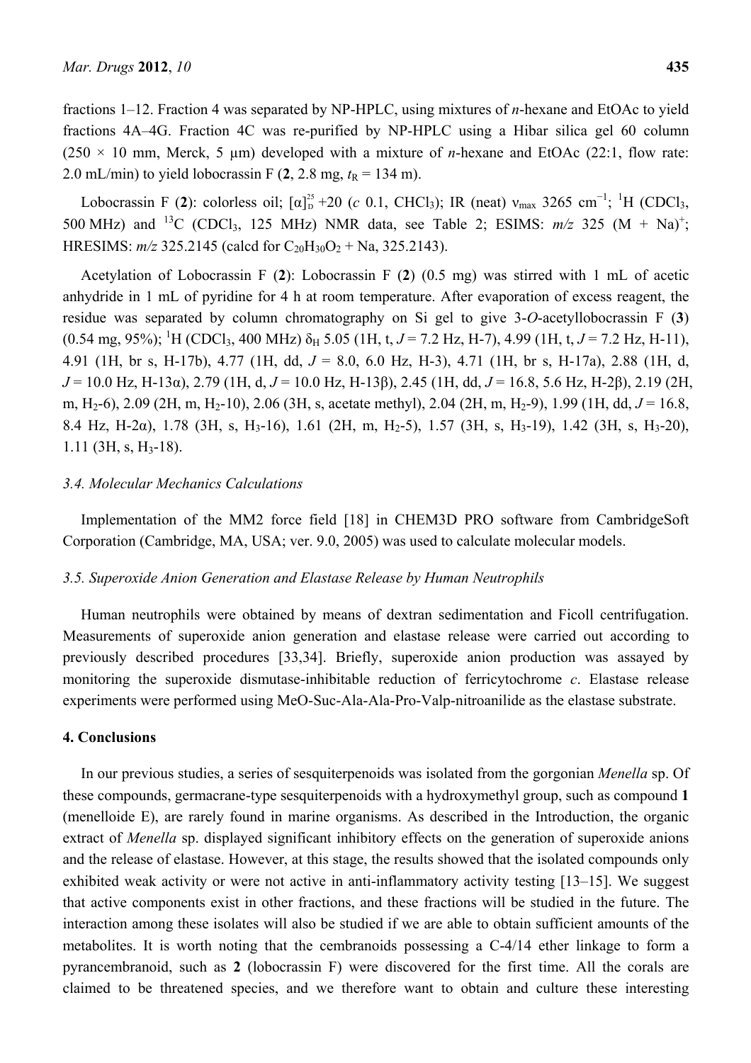fractions 1–12. Fraction 4 was separated by NP-HPLC, using mixtures of *n*-hexane and EtOAc to yield fractions 4A–4G. Fraction 4C was re-purified by NP-HPLC using a Hibar silica gel 60 column (250 × 10 mm, Merck, 5 μm) developed with a mixture of *n*-hexane and EtOAc (22:1, flow rate: 2.0 mL/min) to yield lobocrassin F (**2**, 2.8 mg, $t_R$ = 134 m).

Lobocrassin F (**2**): colorless oil; $[\alpha]_D^{25}$ +20 (*c* 0.1, $CHCl_3$); IR (neat) $\nu_{max}$ 3265 $cm^{-1}$; $^1H$ ($CDCl_3$, 500 MHz) and $^{13}C$ ($CDCl_3$, 125 MHz) NMR data, see Table 2; ESIMS: *m/z* 325 $(M + Na)^+$; HRESIMS: *m/z* 325.2145 (calcd for $C_{20}H_{30}O_2$ + Na, 325.2143).

Acetylation of Lobocrassin F (**2**): Lobocrassin F (**2**) (0.5 mg) was stirred with 1 mL of acetic anhydride in 1 mL of pyridine for 4 h at room temperature. After evaporation of excess reagent, the residue was separated by column chromatography on Si gel to give 3-*O*-acetyllobocrassin F (**3**) (0.54 mg, 95%); $^1H$ ($CDCl_3$, 400 MHz) $\delta_H$ 5.05 (1H, t, *J* = 7.2 Hz, H-7), 4.99 (1H, t, *J* = 7.2 Hz, H-11), 4.91 (1H, br s, H-17b), 4.77 (1H, dd, *J* = 8.0, 6.0 Hz, H-3), 4.71 (1H, br s, H-17a), 2.88 (1H, d, *J* = 10.0 Hz, H-13α), 2.79 (1H, d, *J* = 10.0 Hz, H-13β), 2.45 (1H, dd, *J* = 16.8, 5.6 Hz, H-2β), 2.19 (2H, m, $H_2$-6), 2.09 (2H, m, $H_2$-10), 2.06 (3H, s, acetate methyl), 2.04 (2H, m, $H_2$-9), 1.99 (1H, dd, *J* = 16.8, 8.4 Hz, H-2α), 1.78 (3H, s, $H_3$-16), 1.61 (2H, m, $H_2$-5), 1.57 (3H, s, $H_3$-19), 1.42 (3H, s, $H_3$-20), 1.11 (3H, s, $H_3$-18).

### *3.4. Molecular Mechanics Calculations*

Implementation of the MM2 force field [18] in CHEM3D PRO software from CambridgeSoft Corporation (Cambridge, MA, USA; ver. 9.0, 2005) was used to calculate molecular models.

### *3.5. Superoxide Anion Generation and Elastase Release by Human Neutrophils*

Human neutrophils were obtained by means of dextran sedimentation and Ficoll centrifugation. Measurements of superoxide anion generation and elastase release were carried out according to previously described procedures [33,34]. Briefly, superoxide anion production was assayed by monitoring the superoxide dismutase-inhibitable reduction of ferricytochrome *c*. Elastase release experiments were performed using MeO-Suc-Ala-Ala-Pro-Valp-nitroanilide as the elastase substrate.

## 4. Conclusions

In our previous studies, a series of sesquiterpenoids was isolated from the gorgonian *Menella* sp. Of these compounds, germacrane-type sesquiterpenoids with a hydroxymethyl group, such as compound **1** (menelloide E), are rarely found in marine organisms. As described in the Introduction, the organic extract of *Menella* sp. displayed significant inhibitory effects on the generation of superoxide anions and the release of elastase. However, at this stage, the results showed that the isolated compounds only exhibited weak activity or were not active in anti-inflammatory activity testing [13–15]. We suggest that active components exist in other fractions, and these fractions will be studied in the future. The interaction among these isolates will also be studied if we are able to obtain sufficient amounts of the metabolites. It is worth noting that the cembranoids possessing a C-4/14 ether linkage to form a pyrancembranoid, such as **2** (lobocrassin F) were discovered for the first time. All the corals are claimed to be threatened species, and we therefore want to obtain and culture these interesting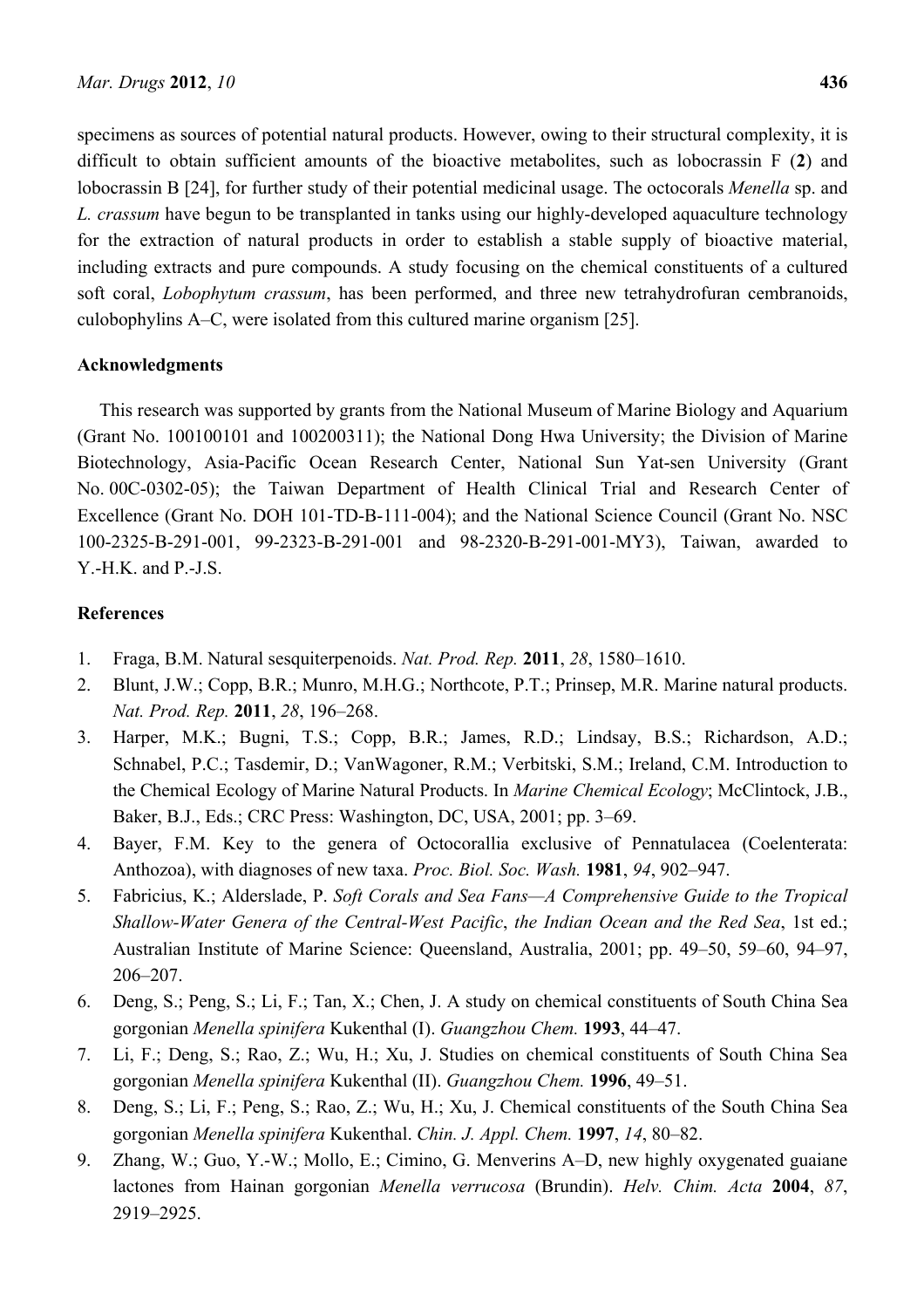specimens as sources of potential natural products. However, owing to their structural complexity, it is difficult to obtain sufficient amounts of the bioactive metabolites, such as lobocrassin F (**2**) and lobocrassin B [24], for further study of their potential medicinal usage. The octocorals *Menella* sp. and *L. crassum* have begun to be transplanted in tanks using our highly-developed aquaculture technology for the extraction of natural products in order to establish a stable supply of bioactive material, including extracts and pure compounds. A study focusing on the chemical constituents of a cultured soft coral, *Lobophytum crassum*, has been performed, and three new tetrahydrofuran cembranoids, culobophylins A–C, were isolated from this cultured marine organism [25].

## Acknowledgments

This research was supported by grants from the National Museum of Marine Biology and Aquarium (Grant No. 100100101 and 100200311); the National Dong Hwa University; the Division of Marine Biotechnology, Asia-Pacific Ocean Research Center, National Sun Yat-sen University (Grant No. 00C-0302-05); the Taiwan Department of Health Clinical Trial and Research Center of Excellence (Grant No. DOH 101-TD-B-111-004); and the National Science Council (Grant No. NSC 100-2325-B-291-001, 99-2323-B-291-001 and 98-2320-B-291-001-MY3), Taiwan, awarded to Y.-H.K. and P.-J.S.

## References

1. Fraga, B.M. Natural sesquiterpenoids. *Nat. Prod. Rep.* **2011**, *28*, 1580–1610.
2. Blunt, J.W.; Copp, B.R.; Munro, M.H.G.; Northcote, P.T.; Prinsep, M.R. Marine natural products. *Nat. Prod. Rep.* **2011**, *28*, 196–268.
3. Harper, M.K.; Bugni, T.S.; Copp, B.R.; James, R.D.; Lindsay, B.S.; Richardson, A.D.; Schnabel, P.C.; Tasdemir, D.; VanWagoner, R.M.; Verbitski, S.M.; Ireland, C.M. Introduction to the Chemical Ecology of Marine Natural Products. In *Marine Chemical Ecology*; McClintock, J.B., Baker, B.J., Eds.; CRC Press: Washington, DC, USA, 2001; pp. 3–69.
4. Bayer, F.M. Key to the genera of Octocorallia exclusive of Pennatulacea (Coelenterata: Anthozoa), with diagnoses of new taxa. *Proc. Biol. Soc. Wash.* **1981**, *94*, 902–947.
5. Fabricius, K.; Alderslade, P. *Soft Corals and Sea Fans—A Comprehensive Guide to the Tropical Shallow-Water Genera of the Central-West Pacific*, *the Indian Ocean and the Red Sea*, 1st ed.; Australian Institute of Marine Science: Queensland, Australia, 2001; pp. 49–50, 59–60, 94–97, 206–207.
6. Deng, S.; Peng, S.; Li, F.; Tan, X.; Chen, J. A study on chemical constituents of South China Sea gorgonian *Menella spinifera* Kukenthal (I). *Guangzhou Chem.* **1993**, 44–47.
7. Li, F.; Deng, S.; Rao, Z.; Wu, H.; Xu, J. Studies on chemical constituents of South China Sea gorgonian *Menella spinifera* Kukenthal (II). *Guangzhou Chem.* **1996**, 49–51.
8. Deng, S.; Li, F.; Peng, S.; Rao, Z.; Wu, H.; Xu, J. Chemical constituents of the South China Sea gorgonian *Menella spinifera* Kukenthal. *Chin. J. Appl. Chem.* **1997**, *14*, 80–82.
9. Zhang, W.; Guo, Y.-W.; Mollo, E.; Cimino, G. Menverins A–D, new highly oxygenated guaiane lactones from Hainan gorgonian *Menella verrucosa* (Brundin). *Helv. Chim. Acta* **2004**, *87*, 2919–2925.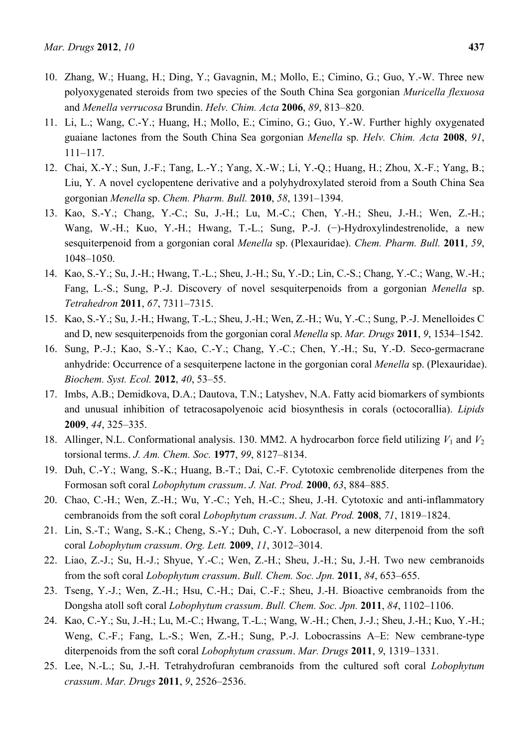10. Zhang, W.; Huang, H.; Ding, Y.; Gavagnin, M.; Mollo, E.; Cimino, G.; Guo, Y.-W. Three new polyoxygenated steroids from two species of the South China Sea gorgonian *Muricella flexuosa* and *Menella verrucosa* Brundin. *Helv. Chim. Acta* **2006**, *89*, 813–820.
11. Li, L.; Wang, C.-Y.; Huang, H.; Mollo, E.; Cimino, G.; Guo, Y.-W. Further highly oxygenated guaiane lactones from the South China Sea gorgonian *Menella* sp. *Helv. Chim. Acta* **2008**, *91*, 111–117.
12. Chai, X.-Y.; Sun, J.-F.; Tang, L.-Y.; Yang, X.-W.; Li, Y.-Q.; Huang, H.; Zhou, X.-F.; Yang, B.; Liu, Y. A novel cyclopentene derivative and a polyhydroxylated steroid from a South China Sea gorgonian *Menella* sp. *Chem. Pharm. Bull.* **2010**, *58*, 1391–1394.
13. Kao, S.-Y.; Chang, Y.-C.; Su, J.-H.; Lu, M.-C.; Chen, Y.-H.; Sheu, J.-H.; Wen, Z.-H.; Wang, W.-H.; Kuo, Y.-H.; Hwang, T.-L.; Sung, P.-J. (−)-Hydroxylindestrenolide, a new sesquiterpenoid from a gorgonian coral *Menella* sp. (Plexauridae). *Chem. Pharm. Bull.* **2011**, *59*, 1048–1050.
14. Kao, S.-Y.; Su, J.-H.; Hwang, T.-L.; Sheu, J.-H.; Su, Y.-D.; Lin, C.-S.; Chang, Y.-C.; Wang, W.-H.; Fang, L.-S.; Sung, P.-J. Discovery of novel sesquiterpenoids from a gorgonian *Menella* sp. *Tetrahedron* **2011**, *67*, 7311–7315.
15. Kao, S.-Y.; Su, J.-H.; Hwang, T.-L.; Sheu, J.-H.; Wen, Z.-H.; Wu, Y.-C.; Sung, P.-J. Menelloides C and D, new sesquiterpenoids from the gorgonian coral *Menella* sp. *Mar. Drugs* **2011**, *9*, 1534–1542.
16. Sung, P.-J.; Kao, S.-Y.; Kao, C.-Y.; Chang, Y.-C.; Chen, Y.-H.; Su, Y.-D. Seco-germacrane anhydride: Occurrence of a sesquiterpene lactone in the gorgonian coral *Menella* sp. (Plexauridae). *Biochem. Syst. Ecol.* **2012**, *40*, 53–55.
17. Imbs, A.B.; Demidkova, D.A.; Dautova, T.N.; Latyshev, N.A. Fatty acid biomarkers of symbionts and unusual inhibition of tetracosapolyenoic acid biosynthesis in corals (octocorallia). *Lipids* **2009**, *44*, 325–335.
18. Allinger, N.L. Conformational analysis. 130. MM2. A hydrocarbon force field utilizing $V_1$ and $V_2$ torsional terms. *J. Am. Chem. Soc.* **1977**, *99*, 8127–8134.
19. Duh, C.-Y.; Wang, S.-K.; Huang, B.-T.; Dai, C.-F. Cytotoxic cembrenolide diterpenes from the Formosan soft coral *Lobophytum crassum*. *J. Nat. Prod.* **2000**, *63*, 884–885.
20. Chao, C.-H.; Wen, Z.-H.; Wu, Y.-C.; Yeh, H.-C.; Sheu, J.-H. Cytotoxic and anti-inflammatory cembranoids from the soft coral *Lobophytum crassum*. *J. Nat. Prod.* **2008**, *71*, 1819–1824.
21. Lin, S.-T.; Wang, S.-K.; Cheng, S.-Y.; Duh, C.-Y. Lobocrasol, a new diterpenoid from the soft coral *Lobophytum crassum*. *Org. Lett.* **2009**, *11*, 3012–3014.
22. Liao, Z.-J.; Su, H.-J.; Shyue, Y.-C.; Wen, Z.-H.; Sheu, J.-H.; Su, J.-H. Two new cembranoids from the soft coral *Lobophytum crassum*. *Bull. Chem. Soc. Jpn.* **2011**, *84*, 653–655.
23. Tseng, Y.-J.; Wen, Z.-H.; Hsu, C.-H.; Dai, C.-F.; Sheu, J.-H. Bioactive cembranoids from the Dongsha atoll soft coral *Lobophytum crassum*. *Bull. Chem. Soc. Jpn.* **2011**, *84*, 1102–1106.
24. Kao, C.-Y.; Su, J.-H.; Lu, M.-C.; Hwang, T.-L.; Wang, W.-H.; Chen, J.-J.; Sheu, J.-H.; Kuo, Y.-H.; Weng, C.-F.; Fang, L.-S.; Wen, Z.-H.; Sung, P.-J. Lobocrassins A–E: New cembrane-type diterpenoids from the soft coral *Lobophytum crassum*. *Mar. Drugs* **2011**, *9*, 1319–1331.
25. Lee, N.-L.; Su, J.-H. Tetrahydrofuran cembranoids from the cultured soft coral *Lobophytum crassum*. *Mar. Drugs* **2011**, *9*, 2526–2536.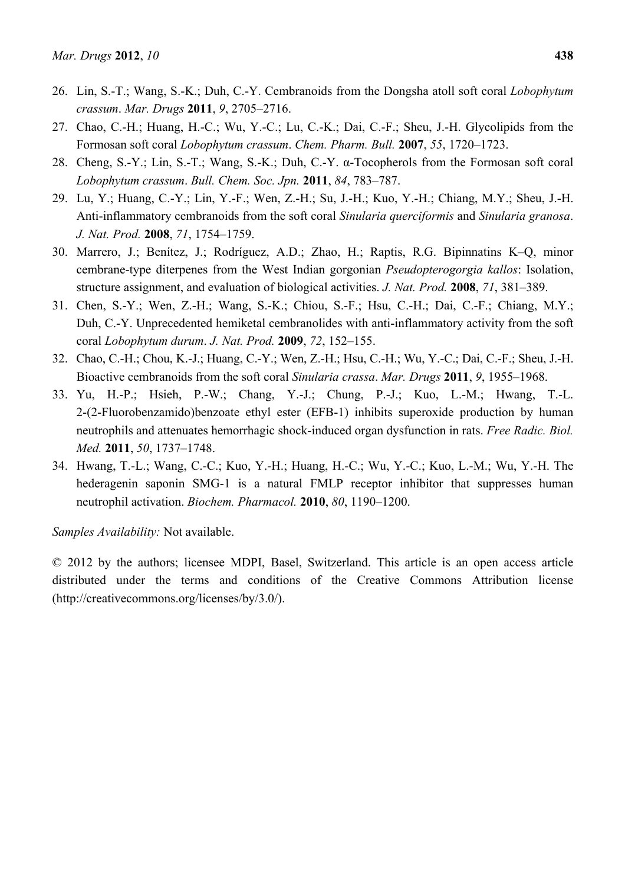26. Lin, S.-T.; Wang, S.-K.; Duh, C.-Y. Cembranoids from the Dongsha atoll soft coral *Lobophytum crassum*. *Mar. Drugs* **2011**, *9*, 2705–2716.
27. Chao, C.-H.; Huang, H.-C.; Wu, Y.-C.; Lu, C.-K.; Dai, C.-F.; Sheu, J.-H. Glycolipids from the Formosan soft coral *Lobophytum crassum*. *Chem. Pharm. Bull.* **2007**, *55*, 1720–1723.
28. Cheng, S.-Y.; Lin, S.-T.; Wang, S.-K.; Duh, C.-Y. α-Tocopherols from the Formosan soft coral *Lobophytum crassum*. *Bull. Chem. Soc. Jpn.* **2011**, *84*, 783–787.
29. Lu, Y.; Huang, C.-Y.; Lin, Y.-F.; Wen, Z.-H.; Su, J.-H.; Kuo, Y.-H.; Chiang, M.Y.; Sheu, J.-H. Anti-inflammatory cembranoids from the soft coral *Sinularia querciformis* and *Sinularia granosa*. *J. Nat. Prod.* **2008**, *71*, 1754–1759.
30. Marrero, J.; Benítez, J.; Rodríguez, A.D.; Zhao, H.; Raptis, R.G. Bipinnatins K–Q, minor cembrane-type diterpenes from the West Indian gorgonian *Pseudopterogorgia kallos*: Isolation, structure assignment, and evaluation of biological activities. *J. Nat. Prod.* **2008**, *71*, 381–389.
31. Chen, S.-Y.; Wen, Z.-H.; Wang, S.-K.; Chiou, S.-F.; Hsu, C.-H.; Dai, C.-F.; Chiang, M.Y.; Duh, C.-Y. Unprecedented hemiketal cembranolides with anti-inflammatory activity from the soft coral *Lobophytum durum*. *J. Nat. Prod.* **2009**, *72*, 152–155.
32. Chao, C.-H.; Chou, K.-J.; Huang, C.-Y.; Wen, Z.-H.; Hsu, C.-H.; Wu, Y.-C.; Dai, C.-F.; Sheu, J.-H. Bioactive cembranoids from the soft coral *Sinularia crassa*. *Mar. Drugs* **2011**, *9*, 1955–1968.
33. Yu, H.-P.; Hsieh, P.-W.; Chang, Y.-J.; Chung, P.-J.; Kuo, L.-M.; Hwang, T.-L. 2-(2-Fluorobenzamido)benzoate ethyl ester (EFB-1) inhibits superoxide production by human neutrophils and attenuates hemorrhagic shock-induced organ dysfunction in rats. *Free Radic. Biol. Med.* **2011**, *50*, 1737–1748.
34. Hwang, T.-L.; Wang, C.-C.; Kuo, Y.-H.; Huang, H.-C.; Wu, Y.-C.; Kuo, L.-M.; Wu, Y.-H. The hederagenin saponin SMG-1 is a natural FMLP receptor inhibitor that suppresses human neutrophil activation. *Biochem. Pharmacol.* **2010**, *80*, 1190–1200.

*Samples Availability:* Not available.

© 2012 by the authors; licensee MDPI, Basel, Switzerland. This article is an open access article distributed under the terms and conditions of the Creative Commons Attribution license (http://creativecommons.org/licenses/by/3.0/).